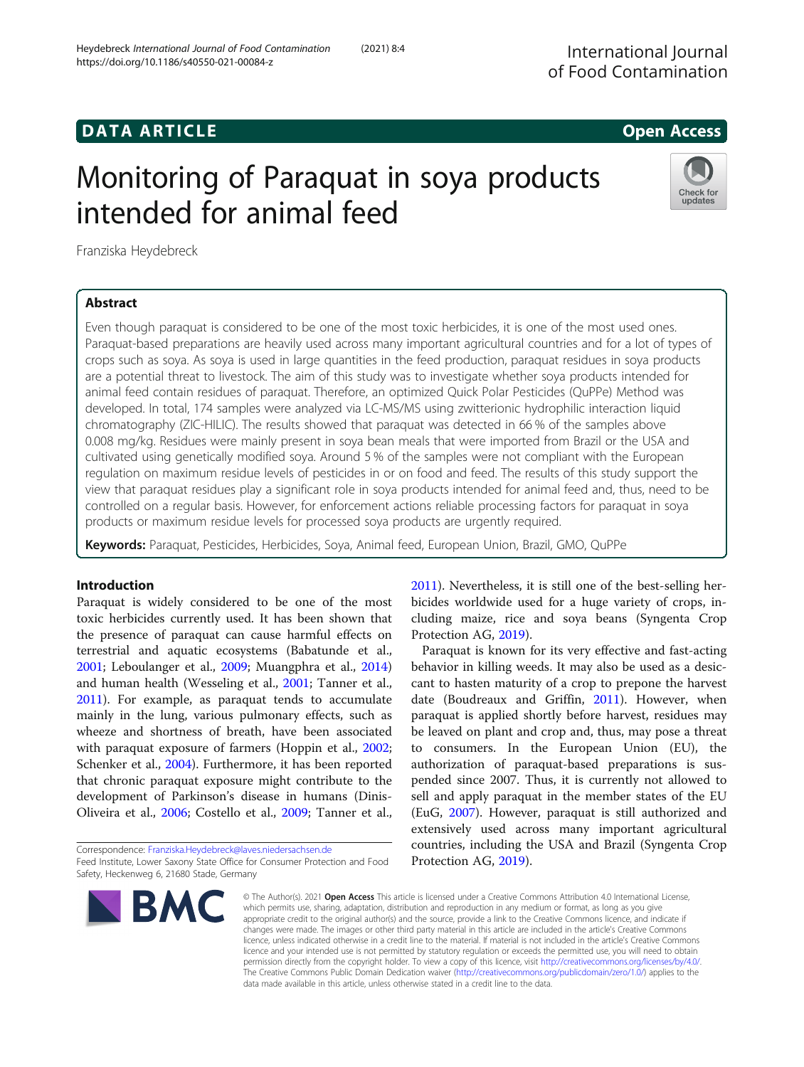# Monitoring of Paraquat in soya products intended for animal feed

Franziska Heydebreck

## Abstract

Even though paraquat is considered to be one of the most toxic herbicides, it is one of the most used ones. Paraquat-based preparations are heavily used across many important agricultural countries and for a lot of types of crops such as soya. As soya is used in large quantities in the feed production, paraquat residues in soya products are a potential threat to livestock. The aim of this study was to investigate whether soya products intended for animal feed contain residues of paraquat. Therefore, an optimized Quick Polar Pesticides (QuPPe) Method was developed. In total, 174 samples were analyzed via LC-MS/MS using zwitterionic hydrophilic interaction liquid chromatography (ZIC-HILIC). The results showed that paraquat was detected in 66 % of the samples above 0.008 mg/kg. Residues were mainly present in soya bean meals that were imported from Brazil or the USA and cultivated using genetically modified soya. Around 5 % of the samples were not compliant with the European regulation on maximum residue levels of pesticides in or on food and feed. The results of this study support the view that paraquat residues play a significant role in soya products intended for animal feed and, thus, need to be controlled on a regular basis. However, for enforcement actions reliable processing factors for paraquat in soya products or maximum residue levels for processed soya products are urgently required.

**Keywords:** Paraquat, Pesticides, Herbicides, Soya, Animal feed, European Union, Brazil, GMO, QuPPe

## Introduction

Paraquat is widely considered to be one of the most toxic herbicides currently used. It has been shown that the presence of paraquat can cause harmful effects on terrestrial and aquatic ecosystems (Babatunde et al., 2001; Leboulanger et al., 2009; Muangphra et al., 2014) and human health (Wesseling et al., 2001; Tanner et al., 2011). For example, as paraquat tends to accumulate mainly in the lung, various pulmonary effects, such as wheeze and shortness of breath, have been associated with paraquat exposure of farmers (Hoppin et al., 2002; Schenker et al., 2004). Furthermore, it has been reported that chronic paraquat exposure might contribute to the development of Parkinson's disease in humans (Dinis-Oliveira et al., 2006; Costello et al., 2009; Tanner et al., 2011). Nevertheless, it is still one of the best-selling herbicides worldwide used for a huge variety of crops, including maize, rice and soya beans (Syngenta Crop Protection AG, 2019).

Paraquat is known for its very effective and fast-acting behavior in killing weeds. It may also be used as a desiccant to hasten maturity of a crop to prepone the harvest date (Boudreaux and Griffin, 2011). However, when paraquat is applied shortly before harvest, residues may be leaved on plant and crop and, thus, may pose a threat to consumers. In the European Union (EU), the authorization of paraquat-based preparations is suspended since 2007. Thus, it is currently not allowed to sell and apply paraquat in the member states of the EU (EuG, 2007). However, paraquat is still authorized and extensively used across many important agricultural countries, including the USA and Brazil (Syngenta Crop Protection AG, 2019).

Correspondence: Franziska.Heydebreck@laves.niedersachsen.de
Feed Institute, Lower Saxony State Office for Consumer Protection and Food Safety, Heckenweg 6, 21680 Stade, Germany

© The Author(s). 2021 **Open Access** This article is licensed under a Creative Commons Attribution 4.0 International License, which permits use, sharing, adaptation, distribution and reproduction in any medium or format, as long as you give appropriate credit to the original author(s) and the source, provide a link to the Creative Commons licence, and indicate if changes were made. The images or other third party material in this article are included in the article's Creative Commons licence, unless indicated otherwise in a credit line to the material. If material is not included in the article's Creative Commons licence and your intended use is not permitted by statutory regulation or exceeds the permitted use, you will need to obtain permission directly from the copyright holder. To view a copy of this licence, visit http://creativecommons.org/licenses/by/4.0/. The Creative Commons Public Domain Dedication waiver (http://creativecommons.org/publicdomain/zero/1.0/) applies to the data made available in this article, unless otherwise stated in a credit line to the data.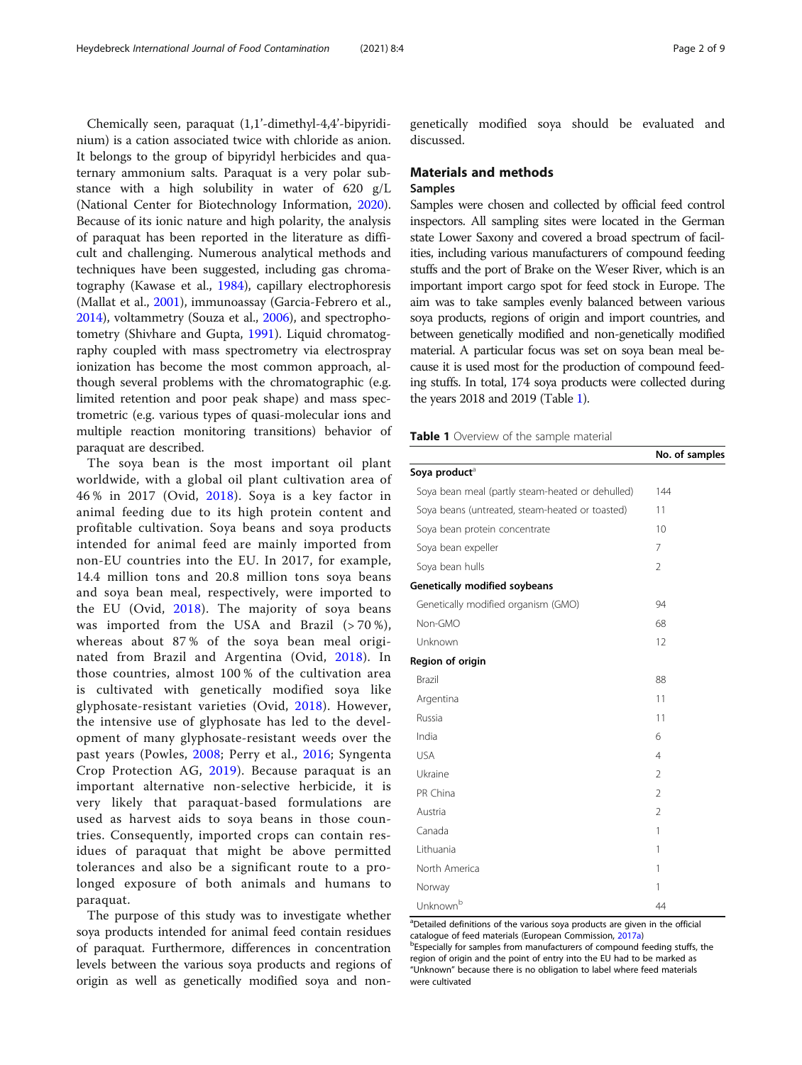Chemically seen, paraquat (1,1'-dimethyl-4,4'-bipyridinium) is a cation associated twice with chloride as anion. It belongs to the group of bipyridyl herbicides and quaternary ammonium salts. Paraquat is a very polar substance with a high solubility in water of 620 g/L (National Center for Biotechnology Information, 2020). Because of its ionic nature and high polarity, the analysis of paraquat has been reported in the literature as difficult and challenging. Numerous analytical methods and techniques have been suggested, including gas chromatography (Kawase et al., 1984), capillary electrophoresis (Mallat et al., 2001), immunoassay (Garcia-Febrero et al., 2014), voltammetry (Souza et al., 2006), and spectrophotometry (Shivhare and Gupta, 1991). Liquid chromatography coupled with mass spectrometry via electrospray ionization has become the most common approach, although several problems with the chromatographic (e.g. limited retention and poor peak shape) and mass spectrometric (e.g. various types of quasi-molecular ions and multiple reaction monitoring transitions) behavior of paraquat are described.

The soya bean is the most important oil plant worldwide, with a global oil plant cultivation area of 46 % in 2017 (Ovid, 2018). Soya is a key factor in animal feeding due to its high protein content and profitable cultivation. Soya beans and soya products intended for animal feed are mainly imported from non-EU countries into the EU. In 2017, for example, 14.4 million tons and 20.8 million tons soya beans and soya bean meal, respectively, were imported to the EU (Ovid, 2018). The majority of soya beans was imported from the USA and Brazil (> 70 %), whereas about 87 % of the soya bean meal originated from Brazil and Argentina (Ovid, 2018). In those countries, almost 100 % of the cultivation area is cultivated with genetically modified soya like glyphosate-resistant varieties (Ovid, 2018). However, the intensive use of glyphosate has led to the development of many glyphosate-resistant weeds over the past years (Powles, 2008; Perry et al., 2016; Syngenta Crop Protection AG, 2019). Because paraquat is an important alternative non-selective herbicide, it is very likely that paraquat-based formulations are used as harvest aids to soya beans in those countries. Consequently, imported crops can contain residues of paraquat that might be above permitted tolerances and also be a significant route to a prolonged exposure of both animals and humans to paraquat.

The purpose of this study was to investigate whether soya products intended for animal feed contain residues of paraquat. Furthermore, differences in concentration levels between the various soya products and regions of origin as well as genetically modified soya and non-genetically modified soya should be evaluated and discussed.

## Materials and methods

### Samples

Samples were chosen and collected by official feed control inspectors. All sampling sites were located in the German state Lower Saxony and covered a broad spectrum of facilities, including various manufacturers of compound feeding stuffs and the port of Brake on the Weser River, which is an important import cargo spot for feed stock in Europe. The aim was to take samples evenly balanced between various soya products, regions of origin and import countries, and between genetically modified and non-genetically modified material. A particular focus was set on soya bean meal because it is used most for the production of compound feeding stuffs. In total, 174 soya products were collected during the years 2018 and 2019 (Table 1).

**Table 1** Overview of the sample material

| | No. of samples |
|---|---|
| **Soya product**[a] | |
| Soya bean meal (partly steam-heated or dehulled) | 144 |
| Soya beans (untreated, steam-heated or toasted) | 11 |
| Soya bean protein concentrate | 10 |
| Soya bean expeller | 7 |
| Soya bean hulls | 2 |
| **Genetically modified soybeans** | |
| Genetically modified organism (GMO) | 94 |
| Non-GMO | 68 |
| Unknown | 12 |
| **Region of origin** | |
| Brazil | 88 |
| Argentina | 11 |
| Russia | 11 |
| India | 6 |
| USA | 4 |
| Ukraine | 2 |
| PR China | 2 |
| Austria | 2 |
| Canada | 1 |
| Lithuania | 1 |
| North America | 1 |
| Norway | 1 |
| Unknown[b] | 44 |

[a]Detailed definitions of the various soya products are given in the official catalogue of feed materials (European Commission, 2017a)

[b]Especially for samples from manufacturers of compound feeding stuffs, the region of origin and the point of entry into the EU had to be marked as "Unknown" because there is no obligation to label where feed materials were cultivated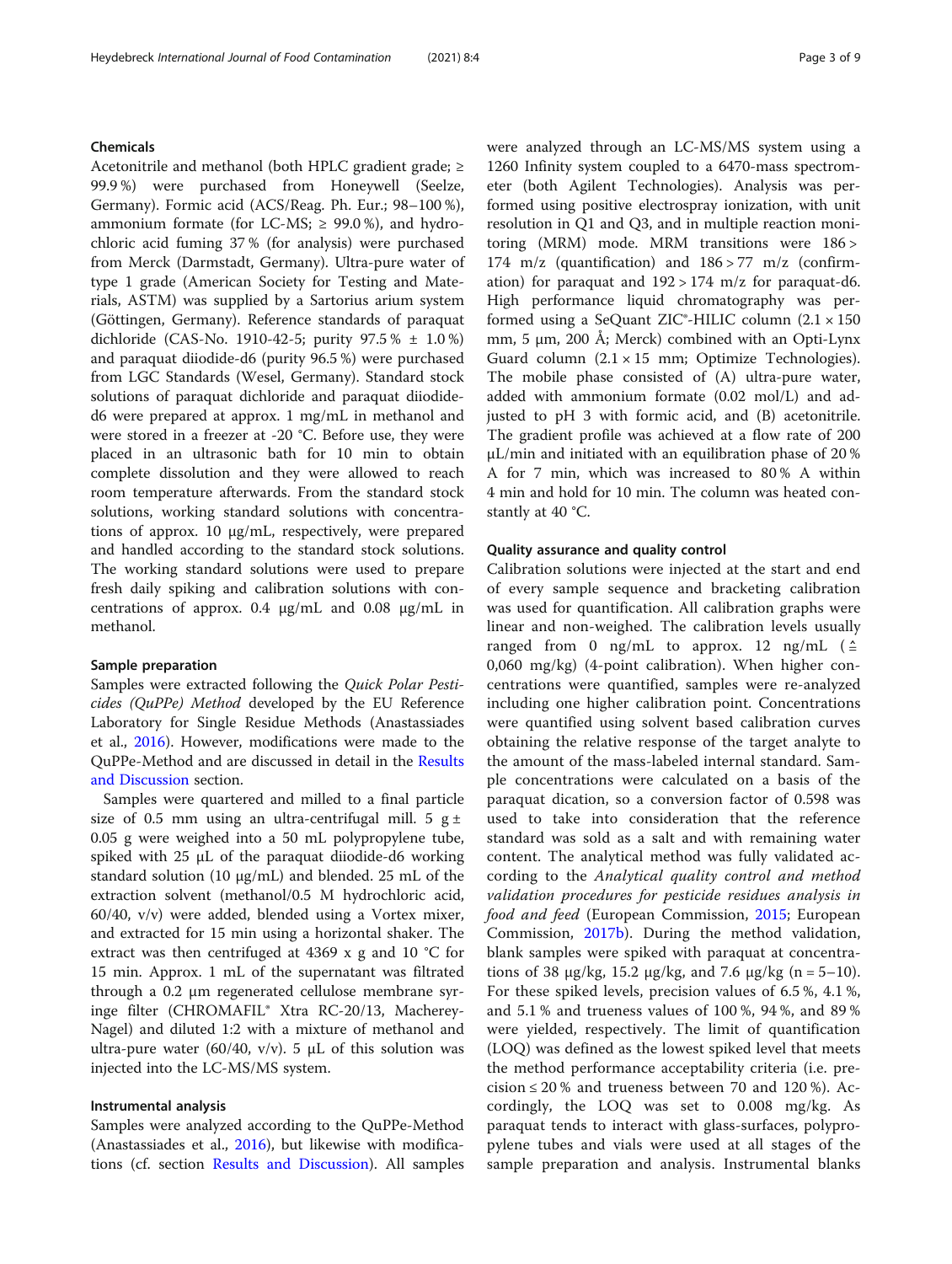### Chemicals

Acetonitrile and methanol (both HPLC gradient grade; ≥ 99.9 %) were purchased from Honeywell (Seelze, Germany). Formic acid (ACS/Reag. Ph. Eur.; 98–100 %), ammonium formate (for LC-MS; ≥ 99.0 %), and hydrochloric acid fuming 37 % (for analysis) were purchased from Merck (Darmstadt, Germany). Ultra-pure water of type 1 grade (American Society for Testing and Materials, ASTM) was supplied by a Sartorius arium system (Göttingen, Germany). Reference standards of paraquat dichloride (CAS-No. 1910-42-5; purity 97.5 % ± 1.0 %) and paraquat diiodide-d6 (purity 96.5 %) were purchased from LGC Standards (Wesel, Germany). Standard stock solutions of paraquat dichloride and paraquat diiodide-d6 were prepared at approx. 1 mg/mL in methanol and were stored in a freezer at -20 °C. Before use, they were placed in an ultrasonic bath for 10 min to obtain complete dissolution and they were allowed to reach room temperature afterwards. From the standard stock solutions, working standard solutions with concentrations of approx. 10 µg/mL, respectively, were prepared and handled according to the standard stock solutions. The working standard solutions were used to prepare fresh daily spiking and calibration solutions with concentrations of approx. 0.4 µg/mL and 0.08 µg/mL in methanol.

### Sample preparation

Samples were extracted following the *Quick Polar Pesticides (QuPPe) Method* developed by the EU Reference Laboratory for Single Residue Methods (Anastassiades et al., 2016). However, modifications were made to the QuPPe-Method and are discussed in detail in the Results and Discussion section.

Samples were quartered and milled to a final particle size of 0.5 mm using an ultra-centrifugal mill. 5 g ± 0.05 g were weighed into a 50 mL polypropylene tube, spiked with 25 µL of the paraquat diiodide-d6 working standard solution (10 µg/mL) and blended. 25 mL of the extraction solvent (methanol/0.5 M hydrochloric acid, 60/40, v/v) were added, blended using a Vortex mixer, and extracted for 15 min using a horizontal shaker. The extract was then centrifuged at 4369 x g and 10 °C for 15 min. Approx. 1 mL of the supernatant was filtrated through a 0.2 µm regenerated cellulose membrane syringe filter (CHROMAFIL® Xtra RC-20/13, Macherey-Nagel) and diluted 1:2 with a mixture of methanol and ultra-pure water (60/40, v/v). 5 µL of this solution was injected into the LC-MS/MS system.

### Instrumental analysis

Samples were analyzed according to the QuPPe-Method (Anastassiades et al., 2016), but likewise with modifications (cf. section Results and Discussion). All samples were analyzed through an LC-MS/MS system using a 1260 Infinity system coupled to a 6470-mass spectrometer (both Agilent Technologies). Analysis was performed using positive electrospray ionization, with unit resolution in Q1 and Q3, and in multiple reaction monitoring (MRM) mode. MRM transitions were 186 > 174 m/z (quantification) and 186 > 77 m/z (confirmation) for paraquat and 192 > 174 m/z for paraquat-d6. High performance liquid chromatography was performed using a SeQuant ZIC®-HILIC column (2.1 × 150 mm, 5 µm, 200 Å; Merck) combined with an Opti-Lynx Guard column (2.1 × 15 mm; Optimize Technologies). The mobile phase consisted of (A) ultra-pure water, added with ammonium formate (0.02 mol/L) and adjusted to pH 3 with formic acid, and (B) acetonitrile. The gradient profile was achieved at a flow rate of 200 µL/min and initiated with an equilibration phase of 20 % A for 7 min, which was increased to 80 % A within 4 min and hold for 10 min. The column was heated constantly at 40 °C.

### Quality assurance and quality control

Calibration solutions were injected at the start and end of every sample sequence and bracketing calibration was used for quantification. All calibration graphs were linear and non-weighed. The calibration levels usually ranged from 0 ng/mL to approx. 12 ng/mL (≙ 0,060 mg/kg) (4-point calibration). When higher concentrations were quantified, samples were re-analyzed including one higher calibration point. Concentrations were quantified using solvent based calibration curves obtaining the relative response of the target analyte to the amount of the mass-labeled internal standard. Sample concentrations were calculated on a basis of the paraquat dication, so a conversion factor of 0.598 was used to take into consideration that the reference standard was sold as a salt and with remaining water content. The analytical method was fully validated according to the *Analytical quality control and method validation procedures for pesticide residues analysis in food and feed* (European Commission, 2015; European Commission, 2017b). During the method validation, blank samples were spiked with paraquat at concentrations of 38 µg/kg, 15.2 µg/kg, and 7.6 µg/kg (n = 5–10). For these spiked levels, precision values of 6.5 %, 4.1 %, and 5.1 % and trueness values of 100 %, 94 %, and 89 % were yielded, respectively. The limit of quantification (LOQ) was defined as the lowest spiked level that meets the method performance acceptability criteria (i.e. precision ≤ 20 % and trueness between 70 and 120 %). Accordingly, the LOQ was set to 0.008 mg/kg. As paraquat tends to interact with glass-surfaces, polypropylene tubes and vials were used at all stages of the sample preparation and analysis. Instrumental blanks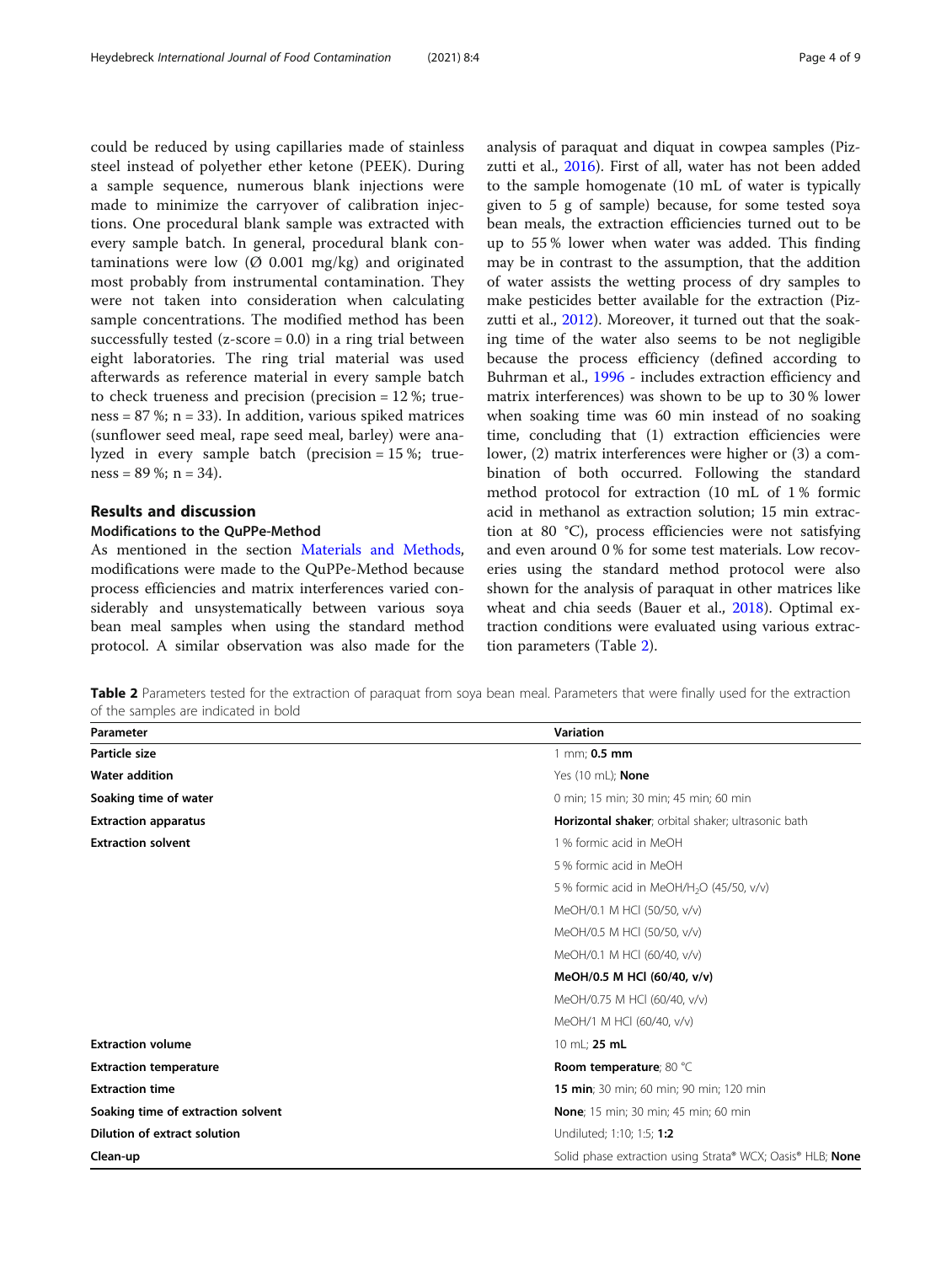could be reduced by using capillaries made of stainless steel instead of polyether ether ketone (PEEK). During a sample sequence, numerous blank injections were made to minimize the carryover of calibration injections. One procedural blank sample was extracted with every sample batch. In general, procedural blank contaminations were low (Ø 0.001 mg/kg) and originated most probably from instrumental contamination. They were not taken into consideration when calculating sample concentrations. The modified method has been successfully tested (z-score = 0.0) in a ring trial between eight laboratories. The ring trial material was used afterwards as reference material in every sample batch to check trueness and precision (precision = 12 %; trueness = 87 %; n = 33). In addition, various spiked matrices (sunflower seed meal, rape seed meal, barley) were analyzed in every sample batch (precision = 15 %; trueness = 89 %; n = 34).

## Results and discussion

### Modifications to the QuPPe-Method

As mentioned in the section Materials and Methods, modifications were made to the QuPPe-Method because process efficiencies and matrix interferences varied considerably and unsystematically between various soya bean meal samples when using the standard method protocol. A similar observation was also made for the analysis of paraquat and diquat in cowpea samples (Pizzutti et al., 2016). First of all, water has not been added to the sample homogenate (10 mL of water is typically given to 5 g of sample) because, for some tested soya bean meals, the extraction efficiencies turned out to be up to 55 % lower when water was added. This finding may be in contrast to the assumption, that the addition of water assists the wetting process of dry samples to make pesticides better available for the extraction (Pizzutti et al., 2012). Moreover, it turned out that the soaking time of the water also seems to be not negligible because the process efficiency (defined according to Buhrman et al., 1996 - includes extraction efficiency and matrix interferences) was shown to be up to 30 % lower when soaking time was 60 min instead of no soaking time, concluding that (1) extraction efficiencies were lower, (2) matrix interferences were higher or (3) a combination of both occurred. Following the standard method protocol for extraction (10 mL of 1 % formic acid in methanol as extraction solution; 15 min extraction at 80 °C), process efficiencies were not satisfying and even around 0 % for some test materials. Low recoveries using the standard method protocol were also shown for the analysis of paraquat in other matrices like wheat and chia seeds (Bauer et al., 2018). Optimal extraction conditions were evaluated using various extraction parameters (Table 2).

**Table 2** Parameters tested for the extraction of paraquat from soya bean meal. Parameters that were finally used for the extraction of the samples are indicated in bold

| Parameter | Variation |
|---|---|
| **Particle size** | 1 mm; **0.5 mm** |
| **Water addition** | Yes (10 mL); **None** |
| **Soaking time of water** | 0 min; 15 min; 30 min; 45 min; 60 min |
| **Extraction apparatus** | **Horizontal shaker**; orbital shaker; ultrasonic bath |
| **Extraction solvent** | 1 % formic acid in MeOH |
| | 5 % formic acid in MeOH |
| | 5 % formic acid in MeOH/$H_2O$ (45/50, v/v) |
| | MeOH/0.1 M HCl (50/50, v/v) |
| | MeOH/0.5 M HCl (50/50, v/v) |
| | MeOH/0.1 M HCl (60/40, v/v) |
| | **MeOH/0.5 M HCl (60/40, v/v)** |
| | MeOH/0.75 M HCl (60/40, v/v) |
| | MeOH/1 M HCl (60/40, v/v) |
| **Extraction volume** | 10 mL; **25 mL** |
| **Extraction temperature** | **Room temperature**; 80 °C |
| **Extraction time** | **15 min**; 30 min; 60 min; 90 min; 120 min |
| **Soaking time of extraction solvent** | **None**; 15 min; 30 min; 45 min; 60 min |
| **Dilution of extract solution** | Undiluted; 1:10; 1:5; **1:2** |
| **Clean-up** | Solid phase extraction using Strata® WCX; Oasis® HLB; **None** |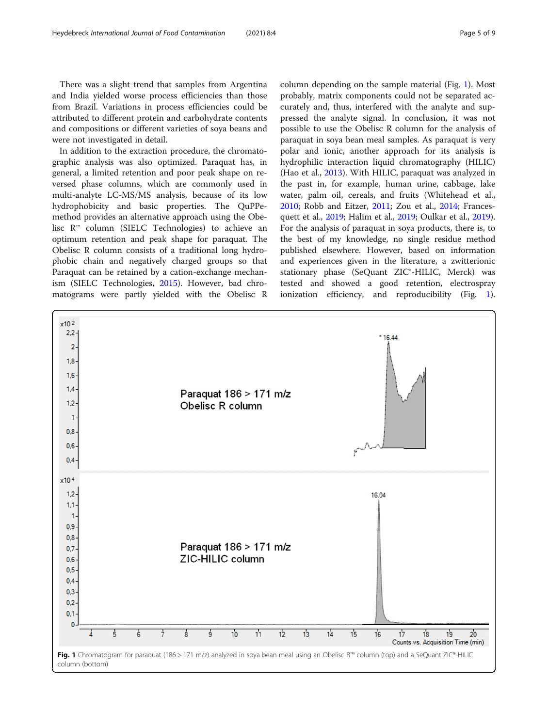There was a slight trend that samples from Argentina and India yielded worse process efficiencies than those from Brazil. Variations in process efficiencies could be attributed to different protein and carbohydrate contents and compositions or different varieties of soya beans and were not investigated in detail.

In addition to the extraction procedure, the chromatographic analysis was also optimized. Paraquat has, in general, a limited retention and poor peak shape on reversed phase columns, which are commonly used in multi-analyte LC-MS/MS analysis, because of its low hydrophobicity and basic properties. The QuPPe-method provides an alternative approach using the Obelisc R™ column (SIELC Technologies) to achieve an optimum retention and peak shape for paraquat. The Obelisc R column consists of a traditional long hydrophobic chain and negatively charged groups so that Paraquat can be retained by a cation-exchange mechanism (SIELC Technologies, 2015). However, bad chromatograms were partly yielded with the Obelisc R column depending on the sample material (Fig. 1). Most probably, matrix components could not be separated accurately and, thus, interfered with the analyte and suppressed the analyte signal. In conclusion, it was not possible to use the Obelisc R column for the analysis of paraquat in soya bean meal samples. As paraquat is very polar and ionic, another approach for its analysis is hydrophilic interaction liquid chromatography (HILIC) (Hao et al., 2013). With HILIC, paraquat was analyzed in the past in, for example, human urine, cabbage, lake water, palm oil, cereals, and fruits (Whitehead et al., 2010; Robb and Eitzer, 2011; Zou et al., 2014; Francesquett et al., 2019; Halim et al., 2019; Oulkar et al., 2019). For the analysis of paraquat in soya products, there is, to the best of my knowledge, no single residue method published elsewhere. However, based on information and experiences given in the literature, a zwitterionic stationary phase (SeQuant ZIC®-HILIC, Merck) was tested and showed a good retention, electrospray ionization efficiency, and reproducibility (Fig. 1).

**Fig. 1** Chromatogram for paraquat (186 > 171 m/z) analyzed in soya bean meal using an Obelisc R™ column (top) and a SeQuant ZIC®-HILIC column (bottom)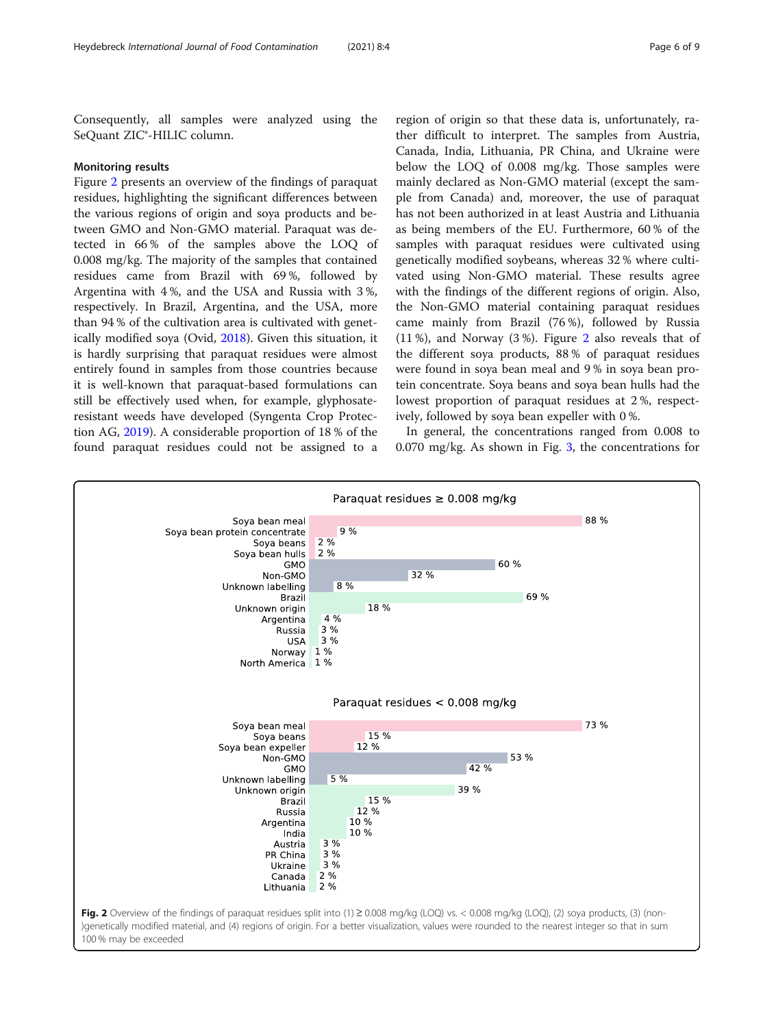Consequently, all samples were analyzed using the SeQuant ZIC®-HILIC column.

### Monitoring results

Figure 2 presents an overview of the findings of paraquat residues, highlighting the significant differences between the various regions of origin and soya products and between GMO and Non-GMO material. Paraquat was detected in 66 % of the samples above the LOQ of 0.008 mg/kg. The majority of the samples that contained residues came from Brazil with 69 %, followed by Argentina with 4 %, and the USA and Russia with 3 %, respectively. In Brazil, Argentina, and the USA, more than 94 % of the cultivation area is cultivated with genetically modified soya (Ovid, 2018). Given this situation, it is hardly surprising that paraquat residues were almost entirely found in samples from those countries because it is well-known that paraquat-based formulations can still be effectively used when, for example, glyphosate-resistant weeds have developed (Syngenta Crop Protection AG, 2019). A considerable proportion of 18 % of the found paraquat residues could not be assigned to a region of origin so that these data is, unfortunately, rather difficult to interpret. The samples from Austria, Canada, India, Lithuania, PR China, and Ukraine were below the LOQ of 0.008 mg/kg. Those samples were mainly declared as Non-GMO material (except the sample from Canada) and, moreover, the use of paraquat has not been authorized in at least Austria and Lithuania as being members of the EU. Furthermore, 60 % of the samples with paraquat residues were cultivated using genetically modified soybeans, whereas 32 % where cultivated using Non-GMO material. These results agree with the findings of the different regions of origin. Also, the Non-GMO material containing paraquat residues came mainly from Brazil (76 %), followed by Russia (11 %), and Norway (3 %). Figure 2 also reveals that of the different soya products, 88 % of paraquat residues were found in soya bean meal and 9 % in soya bean protein concentrate. Soya beans and soya bean hulls had the lowest proportion of paraquat residues at 2 %, respectively, followed by soya bean expeller with 0 %.

In general, the concentrations ranged from 0.008 to 0.070 mg/kg. As shown in Fig. 3, the concentrations for

**Paraquat residues ≥ 0.008 mg/kg**

| Category | % |
|---|---|
| Soya bean meal | 88 % |
| Soya bean protein concentrate | 9 % |
| Soya beans | 2 % |
| Soya bean hulls | 2 % |
| GMO | 60 % |
| Non-GMO | 32 % |
| Unknown labelling | 8 % |
| Brazil | 69 % |
| Unknown origin | 18 % |
| Argentina | 4 % |
| Russia | 3 % |
| USA | 3 % |
| Norway | 1 % |
| North America | 1 % |

**Paraquat residues < 0.008 mg/kg**

| Category | % |
|---|---|
| Soya bean meal | 73 % |
| Soya beans | 15 % |
| Soya bean expeller | 12 % |
| Non-GMO | 53 % |
| GMO | 42 % |
| Unknown labelling | 5 % |
| Unknown origin | 39 % |
| Brazil | 15 % |
| Russia | 12 % |
| Argentina | 10 % |
| India | 10 % |
| Austria | 3 % |
| PR China | 3 % |
| Ukraine | 3 % |
| Canada | 2 % |
| Lithuania | 2 % |

**Fig. 2** Overview of the findings of paraquat residues split into (1) ≥ 0.008 mg/kg (LOQ) vs. < 0.008 mg/kg (LOQ), (2) soya products, (3) (non-)genetically modified material, and (4) regions of origin. For a better visualization, values were rounded to the nearest integer so that in sum 100 % may be exceeded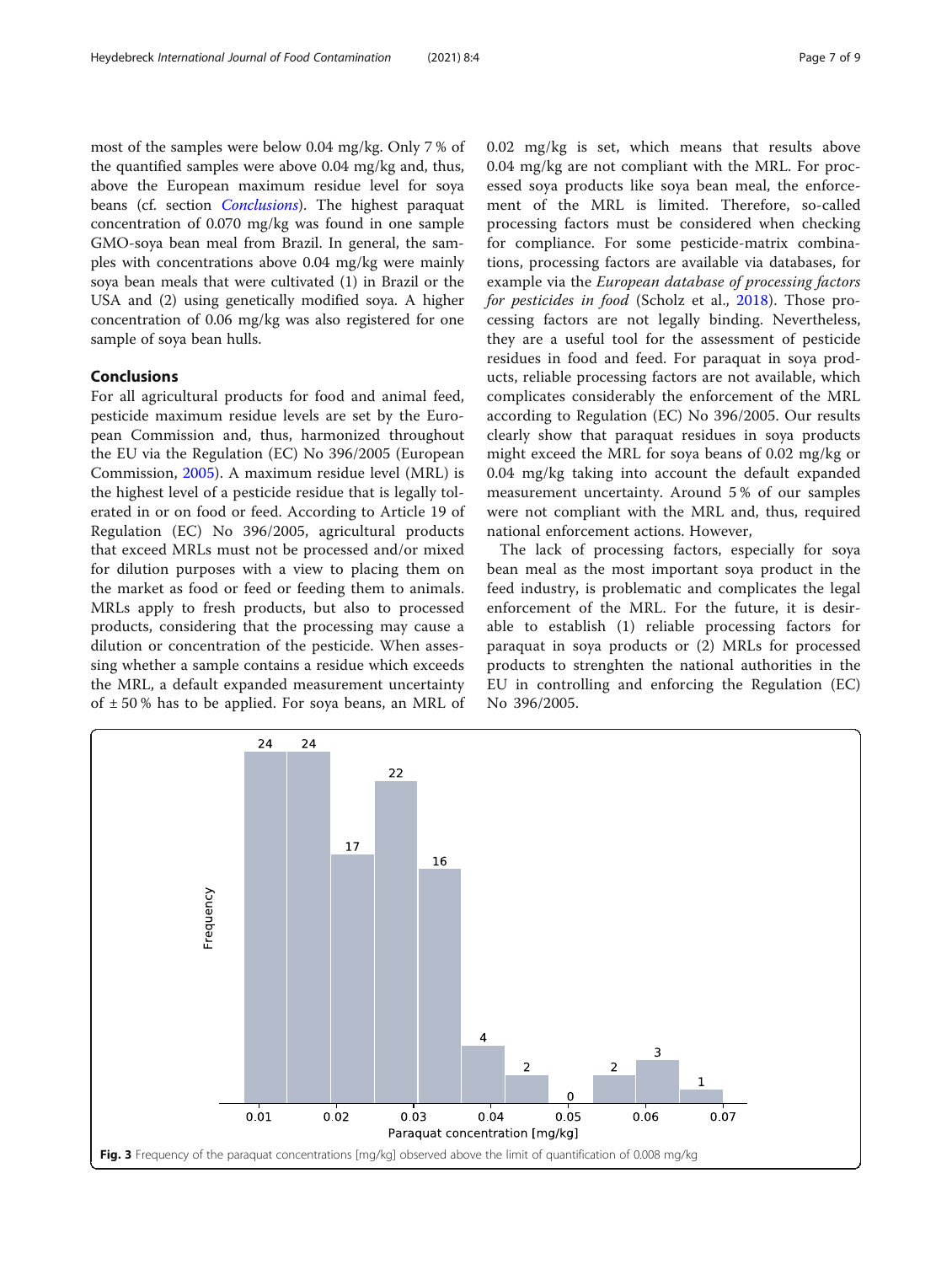most of the samples were below 0.04 mg/kg. Only 7 % of the quantified samples were above 0.04 mg/kg and, thus, above the European maximum residue level for soya beans (cf. section *Conclusions*). The highest paraquat concentration of 0.070 mg/kg was found in one sample GMO-soya bean meal from Brazil. In general, the samples with concentrations above 0.04 mg/kg were mainly soya bean meals that were cultivated (1) in Brazil or the USA and (2) using genetically modified soya. A higher concentration of 0.06 mg/kg was also registered for one sample of soya bean hulls.

## Conclusions

For all agricultural products for food and animal feed, pesticide maximum residue levels are set by the European Commission and, thus, harmonized throughout the EU via the Regulation (EC) No 396/2005 (European Commission, 2005). A maximum residue level (MRL) is the highest level of a pesticide residue that is legally tolerated in or on food or feed. According to Article 19 of Regulation (EC) No 396/2005, agricultural products that exceed MRLs must not be processed and/or mixed for dilution purposes with a view to placing them on the market as food or feed or feeding them to animals. MRLs apply to fresh products, but also to processed products, considering that the processing may cause a dilution or concentration of the pesticide. When assessing whether a sample contains a residue which exceeds the MRL, a default expanded measurement uncertainty of ± 50 % has to be applied. For soya beans, an MRL of 0.02 mg/kg is set, which means that results above 0.04 mg/kg are not compliant with the MRL. For processed soya products like soya bean meal, the enforcement of the MRL is limited. Therefore, so-called processing factors must be considered when checking for compliance. For some pesticide-matrix combinations, processing factors are available via databases, for example via the *European database of processing factors for pesticides in food* (Scholz et al., 2018). Those processing factors are not legally binding. Nevertheless, they are a useful tool for the assessment of pesticide residues in food and feed. For paraquat in soya products, reliable processing factors are not available, which complicates considerably the enforcement of the MRL according to Regulation (EC) No 396/2005. Our results clearly show that paraquat residues in soya products might exceed the MRL for soya beans of 0.02 mg/kg or 0.04 mg/kg taking into account the default expanded measurement uncertainty. Around 5 % of our samples were not compliant with the MRL and, thus, required national enforcement actions. However,

The lack of processing factors, especially for soya bean meal as the most important soya product in the feed industry, is problematic and complicates the legal enforcement of the MRL. For the future, it is desirable to establish (1) reliable processing factors for paraquat in soya products or (2) MRLs for processed products to strenghten the national authorities in the EU in controlling and enforcing the Regulation (EC) No 396/2005.

**Fig. 3** Frequency of the paraquat concentrations [mg/kg] observed above the limit of quantification of 0.008 mg/kg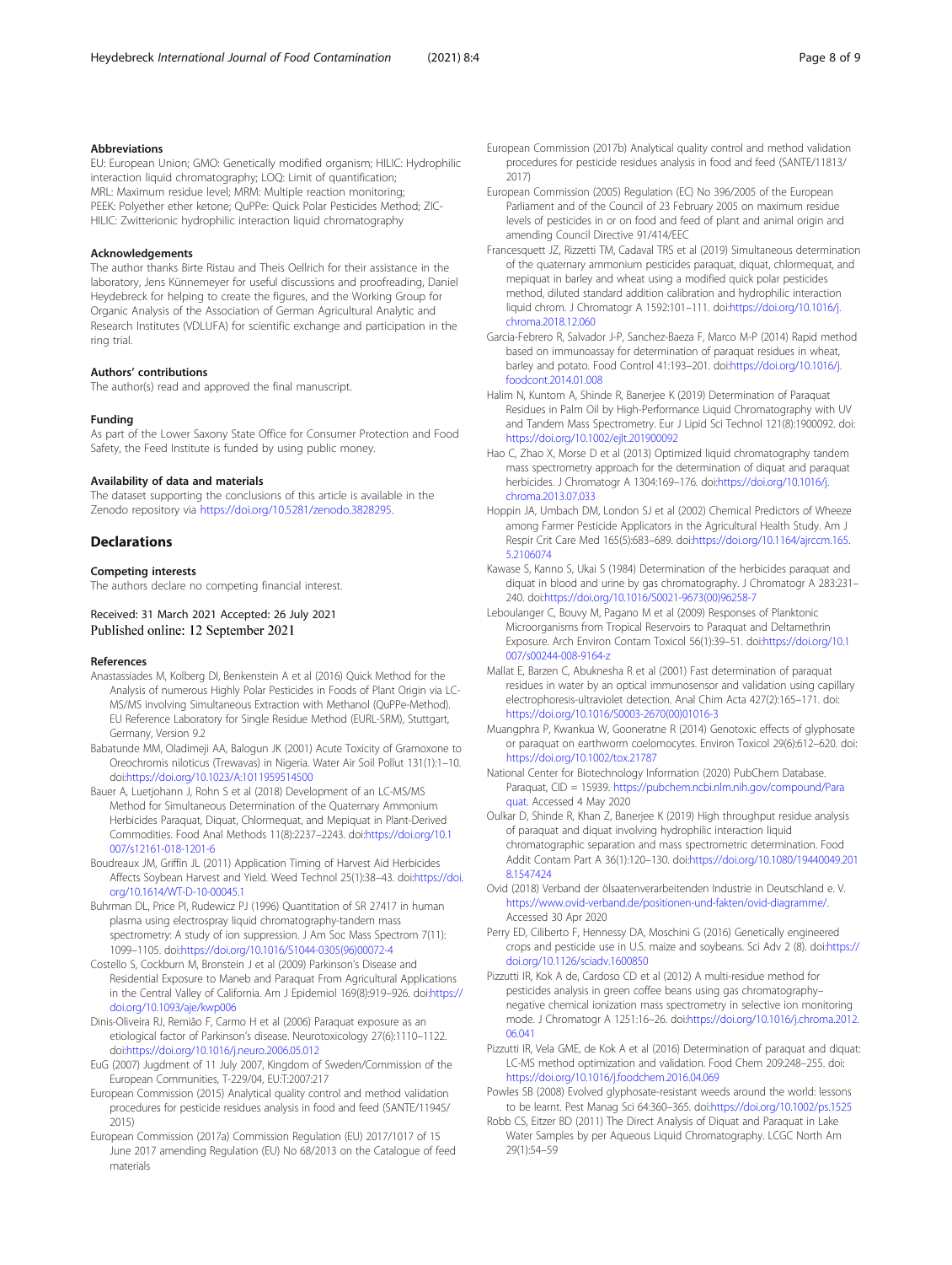### Abbreviations

EU: European Union; GMO: Genetically modified organism; HILIC: Hydrophilic interaction liquid chromatography; LOQ: Limit of quantification; MRL: Maximum residue level; MRM: Multiple reaction monitoring; PEEK: Polyether ether ketone; QuPPe: Quick Polar Pesticides Method; ZIC-HILIC: Zwitterionic hydrophilic interaction liquid chromatography

### Acknowledgements

The author thanks Birte Ristau and Theis Oellrich for their assistance in the laboratory, Jens Künnemeyer for useful discussions and proofreading, Daniel Heydebreck for helping to create the figures, and the Working Group for Organic Analysis of the Association of German Agricultural Analytic and Research Institutes (VDLUFA) for scientific exchange and participation in the ring trial.

### Authors' contributions

The author(s) read and approved the final manuscript.

### Funding

As part of the Lower Saxony State Office for Consumer Protection and Food Safety, the Feed Institute is funded by using public money.

### Availability of data and materials

The dataset supporting the conclusions of this article is available in the Zenodo repository via https://doi.org/10.5281/zenodo.3828295.

## Declarations

### Competing interests

The authors declare no competing financial interest.

Received: 31 March 2021 Accepted: 26 July 2021
Published online: 12 September 2021

### References

- Anastassiades M, Kolberg DI, Benkenstein A et al (2016) Quick Method for the Analysis of numerous Highly Polar Pesticides in Foods of Plant Origin via LC-MS/MS involving Simultaneous Extraction with Methanol (QuPPe-Method). EU Reference Laboratory for Single Residue Method (EURL-SRM), Stuttgart, Germany, Version 9.2
- Babatunde MM, Oladimeji AA, Balogun JK (2001) Acute Toxicity of Gramoxone to Oreochromis niloticus (Trewavas) in Nigeria. Water Air Soil Pollut 131(1):1–10. doi:https://doi.org/10.1023/A:1011959514500
- Bauer A, Luetjohann J, Rohn S et al (2018) Development of an LC-MS/MS Method for Simultaneous Determination of the Quaternary Ammonium Herbicides Paraquat, Diquat, Chlormequat, and Mepiquat in Plant-Derived Commodities. Food Anal Methods 11(8):2237–2243. doi:https://doi.org/10.1007/s12161-018-1201-6
- Boudreaux JM, Griffin JL (2011) Application Timing of Harvest Aid Herbicides Affects Soybean Harvest and Yield. Weed Technol 25(1):38–43. doi:https://doi.org/10.1614/WT-D-10-00045.1
- Buhrman DL, Price PI, Rudewicz PJ (1996) Quantitation of SR 27417 in human plasma using electrospray liquid chromatography-tandem mass spectrometry: A study of ion suppression. J Am Soc Mass Spectrom 7(11): 1099–1105. doi:https://doi.org/10.1016/S1044-0305(96)00072-4
- Costello S, Cockburn M, Bronstein J et al (2009) Parkinson's Disease and Residential Exposure to Maneb and Paraquat From Agricultural Applications in the Central Valley of California. Am J Epidemiol 169(8):919–926. doi:https://doi.org/10.1093/aje/kwp006
- Dinis-Oliveira RJ, Remião F, Carmo H et al (2006) Paraquat exposure as an etiological factor of Parkinson's disease. Neurotoxicology 27(6):1110–1122. doi:https://doi.org/10.1016/j.neuro.2006.05.012
- EuG (2007) Judgment of 11 July 2007, Kingdom of Sweden/Commission of the European Communities, T-229/04, EU:T:2007:217
- European Commission (2015) Analytical quality control and method validation procedures for pesticide residues analysis in food and feed (SANTE/11945/2015)
- European Commission (2017a) Commission Regulation (EU) 2017/1017 of 15 June 2017 amending Regulation (EU) No 68/2013 on the Catalogue of feed materials
- European Commission (2017b) Analytical quality control and method validation procedures for pesticide residues analysis in food and feed (SANTE/11813/2017)
- European Commission (2005) Regulation (EC) No 396/2005 of the European Parliament and of the Council of 23 February 2005 on maximum residue levels of pesticides in or on food and feed of plant and animal origin and amending Council Directive 91/414/EEC
- Francesquett JZ, Rizzetti TM, Cadaval TRS et al (2019) Simultaneous determination of the quaternary ammonium pesticides paraquat, diquat, chlormequat, and mepiquat in barley and wheat using a modified quick polar pesticides method, diluted standard addition calibration and hydrophilic interaction liquid chrom. J Chromatogr A 1592:101–111. doi:https://doi.org/10.1016/j.chroma.2018.12.060
- Garcia-Febrero R, Salvador J-P, Sanchez-Baeza F, Marco M-P (2014) Rapid method based on immunoassay for determination of paraquat residues in wheat, barley and potato. Food Control 41:193–201. doi:https://doi.org/10.1016/j.foodcont.2014.01.008
- Halim N, Kuntom A, Shinde R, Banerjee K (2019) Determination of Paraquat Residues in Palm Oil by High-Performance Liquid Chromatography with UV and Tandem Mass Spectrometry. Eur J Lipid Sci Technol 121(8):1900092. doi:https://doi.org/10.1002/ejlt.201900092
- Hao C, Zhao X, Morse D et al (2013) Optimized liquid chromatography tandem mass spectrometry approach for the determination of diquat and paraquat herbicides. J Chromatogr A 1304:169–176. doi:https://doi.org/10.1016/j.chroma.2013.07.033
- Hoppin JA, Umbach DM, London SJ et al (2002) Chemical Predictors of Wheeze among Farmer Pesticide Applicators in the Agricultural Health Study. Am J Respir Crit Care Med 165(5):683–689. doi:https://doi.org/10.1164/ajrccm.165.5.2106074
- Kawase S, Kanno S, Ukai S (1984) Determination of the herbicides paraquat and diquat in blood and urine by gas chromatography. J Chromatogr A 283:231–240. doi:https://doi.org/10.1016/S0021-9673(00)96258-7
- Leboulanger C, Bouvy M, Pagano M et al (2009) Responses of Planktonic Microorganisms from Tropical Reservoirs to Paraquat and Deltamethrin Exposure. Arch Environ Contam Toxicol 56(1):39–51. doi:https://doi.org/10.1007/s00244-008-9164-z
- Mallat E, Barzen C, Abuknesha R et al (2001) Fast determination of paraquat residues in water by an optical immunosensor and validation using capillary electrophoresis-ultraviolet detection. Anal Chim Acta 427(2):165–171. doi:https://doi.org/10.1016/S0003-2670(00)01016-3
- Muangphra P, Kwankua W, Gooneratne R (2014) Genotoxic effects of glyphosate or paraquat on earthworm coelomocytes. Environ Toxicol 29(6):612–620. doi:https://doi.org/10.1002/tox.21787
- National Center for Biotechnology Information (2020) PubChem Database. Paraquat, CID = 15939. https://pubchem.ncbi.nlm.nih.gov/compound/Paraquat. Accessed 4 May 2020
- Oulkar D, Shinde R, Khan Z, Banerjee K (2019) High throughput residue analysis of paraquat and diquat involving hydrophilic interaction liquid chromatographic separation and mass spectrometric determination. Food Addit Contam Part A 36(1):120–130. doi:https://doi.org/10.1080/19440049.2018.1547424
- Ovid (2018) Verband der ölsaatenverarbeitenden Industrie in Deutschland e. V. https://www.ovid-verband.de/positionen-und-fakten/ovid-diagramme/. Accessed 30 Apr 2020
- Perry ED, Ciliberto F, Hennessy DA, Moschini G (2016) Genetically engineered crops and pesticide use in U.S. maize and soybeans. Sci Adv 2 (8). doi:https://doi.org/10.1126/sciadv.1600850
- Pizzutti IR, Kok A de, Cardoso CD et al (2012) A multi-residue method for pesticides analysis in green coffee beans using gas chromatography–negative chemical ionization mass spectrometry in selective ion monitoring mode. J Chromatogr A 1251:16–26. doi:https://doi.org/10.1016/j.chroma.2012.06.041
- Pizzutti IR, Vela GME, de Kok A et al (2016) Determination of paraquat and diquat: LC-MS method optimization and validation. Food Chem 209:248–255. doi:https://doi.org/10.1016/j.foodchem.2016.04.069
- Powles SB (2008) Evolved glyphosate-resistant weeds around the world: lessons to be learnt. Pest Manag Sci 64:360–365. doi:https://doi.org/10.1002/ps.1525
- Robb CS, Eitzer BD (2011) The Direct Analysis of Diquat and Paraquat in Lake Water Samples by per Aqueous Liquid Chromatography. LCGC North Am 29(1):54–59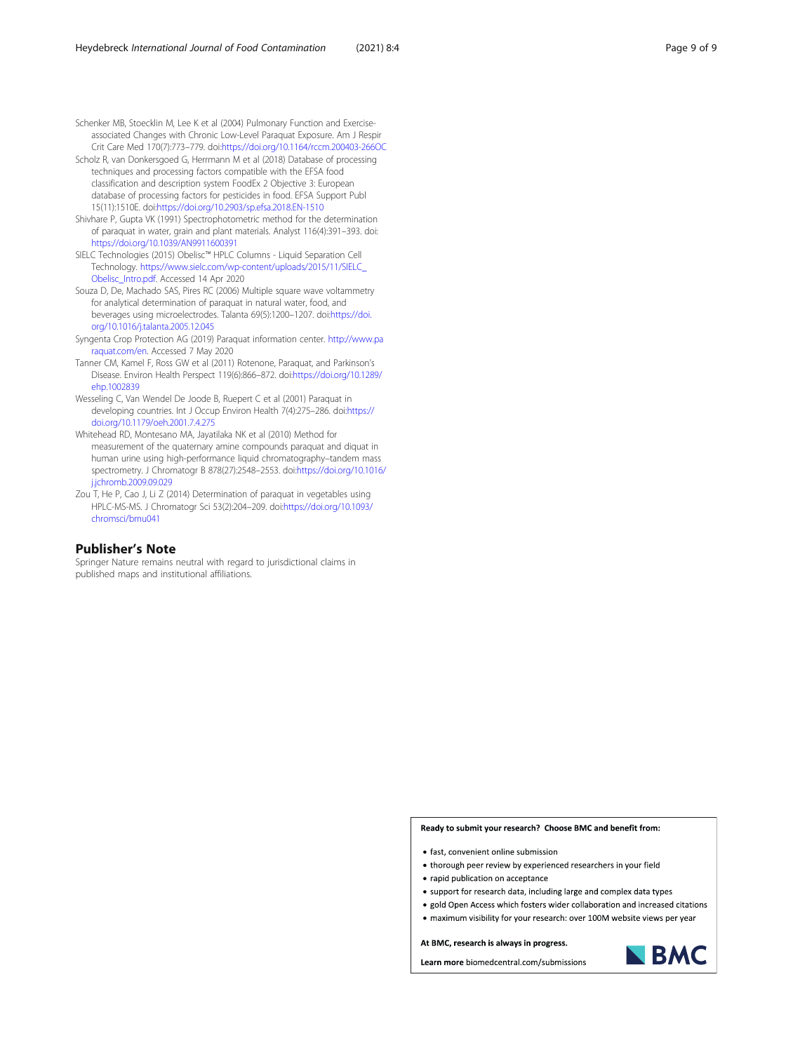Schenker MB, Stoecklin M, Lee K et al (2004) Pulmonary Function and Exercise-associated Changes with Chronic Low-Level Paraquat Exposure. Am J Respir Crit Care Med 170(7):773–779. doi:https://doi.org/10.1164/rccm.200403-266OC

Scholz R, van Donkersgoed G, Herrmann M et al (2018) Database of processing techniques and processing factors compatible with the EFSA food classification and description system FoodEx 2 Objective 3: European database of processing factors for pesticides in food. EFSA Support Publ 15(11):1510E. doi:https://doi.org/10.2903/sp.efsa.2018.EN-1510

Shivhare P, Gupta VK (1991) Spectrophotometric method for the determination of paraquat in water, grain and plant materials. Analyst 116(4):391–393. doi: https://doi.org/10.1039/AN9911600391

SIELC Technologies (2015) Obelisc™ HPLC Columns - Liquid Separation Cell Technology. https://www.sielc.com/wp-content/uploads/2015/11/SIELC_Obelisc_Intro.pdf. Accessed 14 Apr 2020

Souza D, De, Machado SAS, Pires RC (2006) Multiple square wave voltammetry for analytical determination of paraquat in natural water, food, and beverages using microelectrodes. Talanta 69(5):1200–1207. doi:https://doi.org/10.1016/j.talanta.2005.12.045

Syngenta Crop Protection AG (2019) Paraquat information center. http://www.paraquat.com/en. Accessed 7 May 2020

Tanner CM, Kamel F, Ross GW et al (2011) Rotenone, Paraquat, and Parkinson's Disease. Environ Health Perspect 119(6):866–872. doi:https://doi.org/10.1289/ehp.1002839

Wesseling C, Van Wendel De Joode B, Ruepert C et al (2001) Paraquat in developing countries. Int J Occup Environ Health 7(4):275–286. doi:https://doi.org/10.1179/oeh.2001.7.4.275

Whitehead RD, Montesano MA, Jayatilaka NK et al (2010) Method for measurement of the quaternary amine compounds paraquat and diquat in human urine using high-performance liquid chromatography–tandem mass spectrometry. J Chromatogr B 878(27):2548–2553. doi:https://doi.org/10.1016/j.jchromb.2009.09.029

Zou T, He P, Cao J, Li Z (2014) Determination of paraquat in vegetables using HPLC-MS-MS. J Chromatogr Sci 53(2):204–209. doi:https://doi.org/10.1093/chromsci/bmu041

## Publisher's Note

Springer Nature remains neutral with regard to jurisdictional claims in published maps and institutional affiliations.

**Ready to submit your research? Choose BMC and benefit from:**

- fast, convenient online submission
- thorough peer review by experienced researchers in your field
- rapid publication on acceptance
- support for research data, including large and complex data types
- gold Open Access which fosters wider collaboration and increased citations
- maximum visibility for your research: over 100M website views per year

**At BMC, research is always in progress.**

**Learn more** biomedcentral.com/submissions

BMC